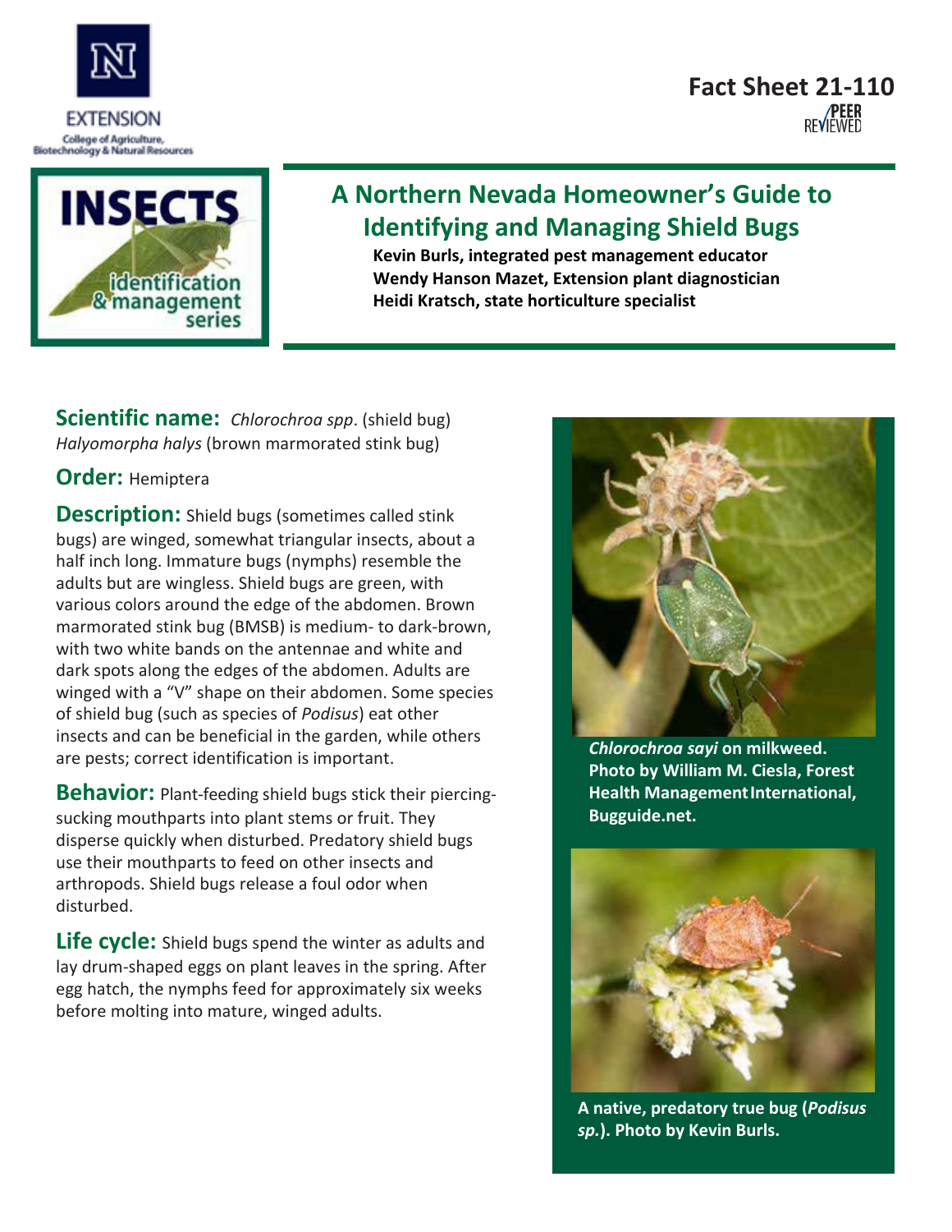EXTENSION

College of Agriculture, Biotechnology & Natural Resources

**Fact Sheet 21-110**

PEER REVIEWED

INSECTS identification & management series

# A Northern Nevada Homeowner's Guide to Identifying and Managing Shield Bugs

**Kevin Burls, integrated pest management educator**
**Wendy Hanson Mazet, Extension plant diagnostician**
**Heidi Kratsch, state horticulture specialist**

**Scientific name:** *Chlorochroa spp*. (shield bug) *Halyomorpha halys* (brown marmorated stink bug)

**Order:** Hemiptera

**Description:** Shield bugs (sometimes called stink bugs) are winged, somewhat triangular insects, about a half inch long. Immature bugs (nymphs) resemble the adults but are wingless. Shield bugs are green, with various colors around the edge of the abdomen. Brown marmorated stink bug (BMSB) is medium- to dark-brown, with two white bands on the antennae and white and dark spots along the edges of the abdomen. Adults are winged with a "V" shape on their abdomen. Some species of shield bug (such as species of *Podisus*) eat other insects and can be beneficial in the garden, while others are pests; correct identification is important.

**Behavior:** Plant-feeding shield bugs stick their piercing-sucking mouthparts into plant stems or fruit. They disperse quickly when disturbed. Predatory shield bugs use their mouthparts to feed on other insects and arthropods. Shield bugs release a foul odor when disturbed.

**Life cycle:** Shield bugs spend the winter as adults and lay drum-shaped eggs on plant leaves in the spring. After egg hatch, the nymphs feed for approximately six weeks before molting into mature, winged adults.

***Chlorochroa sayi* on milkweed. Photo by William M. Ciesla, Forest Health Management International, Bugguide.net.**

**A native, predatory true bug (*Podisus sp.*). Photo by Kevin Burls.**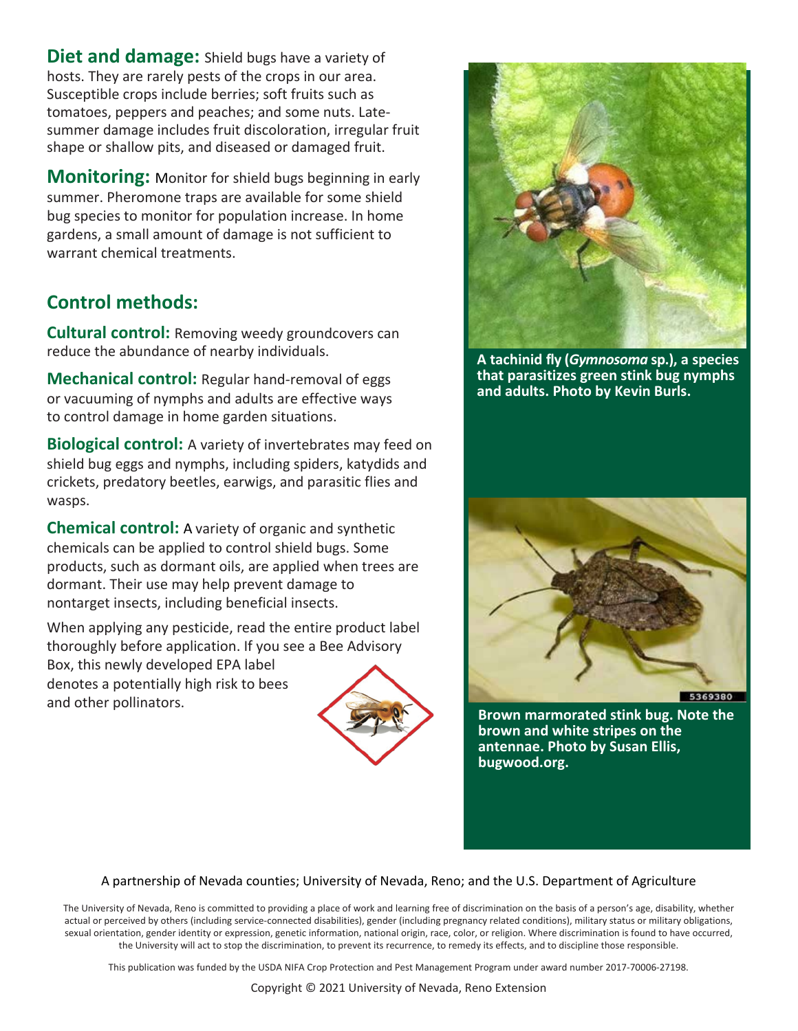**Diet and damage:** Shield bugs have a variety of hosts. They are rarely pests of the crops in our area. Susceptible crops include berries; soft fruits such as tomatoes, peppers and peaches; and some nuts. Late-summer damage includes fruit discoloration, irregular fruit shape or shallow pits, and diseased or damaged fruit.

**Monitoring:** Monitor for shield bugs beginning in early summer. Pheromone traps are available for some shield bug species to monitor for population increase. In home gardens, a small amount of damage is not sufficient to warrant chemical treatments.

## Control methods:

**Cultural control:** Removing weedy groundcovers can reduce the abundance of nearby individuals.

**Mechanical control:** Regular hand-removal of eggs or vacuuming of nymphs and adults are effective ways to control damage in home garden situations.

**Biological control:** A variety of invertebrates may feed on shield bug eggs and nymphs, including spiders, katydids and crickets, predatory beetles, earwigs, and parasitic flies and wasps.

**Chemical control:** A variety of organic and synthetic chemicals can be applied to control shield bugs. Some products, such as dormant oils, are applied when trees are dormant. Their use may help prevent damage to nontarget insects, including beneficial insects.

When applying any pesticide, read the entire product label thoroughly before application. If you see a Bee Advisory Box, this newly developed EPA label denotes a potentially high risk to bees and other pollinators.

**A tachinid fly (*Gymnosoma* sp.), a species that parasitizes green stink bug nymphs and adults. Photo by Kevin Burls.**

**Brown marmorated stink bug. Note the brown and white stripes on the antennae. Photo by Susan Ellis, bugwood.org.**

A partnership of Nevada counties; University of Nevada, Reno; and the U.S. Department of Agriculture

The University of Nevada, Reno is committed to providing a place of work and learning free of discrimination on the basis of a person's age, disability, whether actual or perceived by others (including service-connected disabilities), gender (including pregnancy related conditions), military status or military obligations, sexual orientation, gender identity or expression, genetic information, national origin, race, color, or religion. Where discrimination is found to have occurred, the University will act to stop the discrimination, to prevent its recurrence, to remedy its effects, and to discipline those responsible.

This publication was funded by the USDA NIFA Crop Protection and Pest Management Program under award number 2017-70006-27198.

Copyright © 2021 University of Nevada, Reno Extension